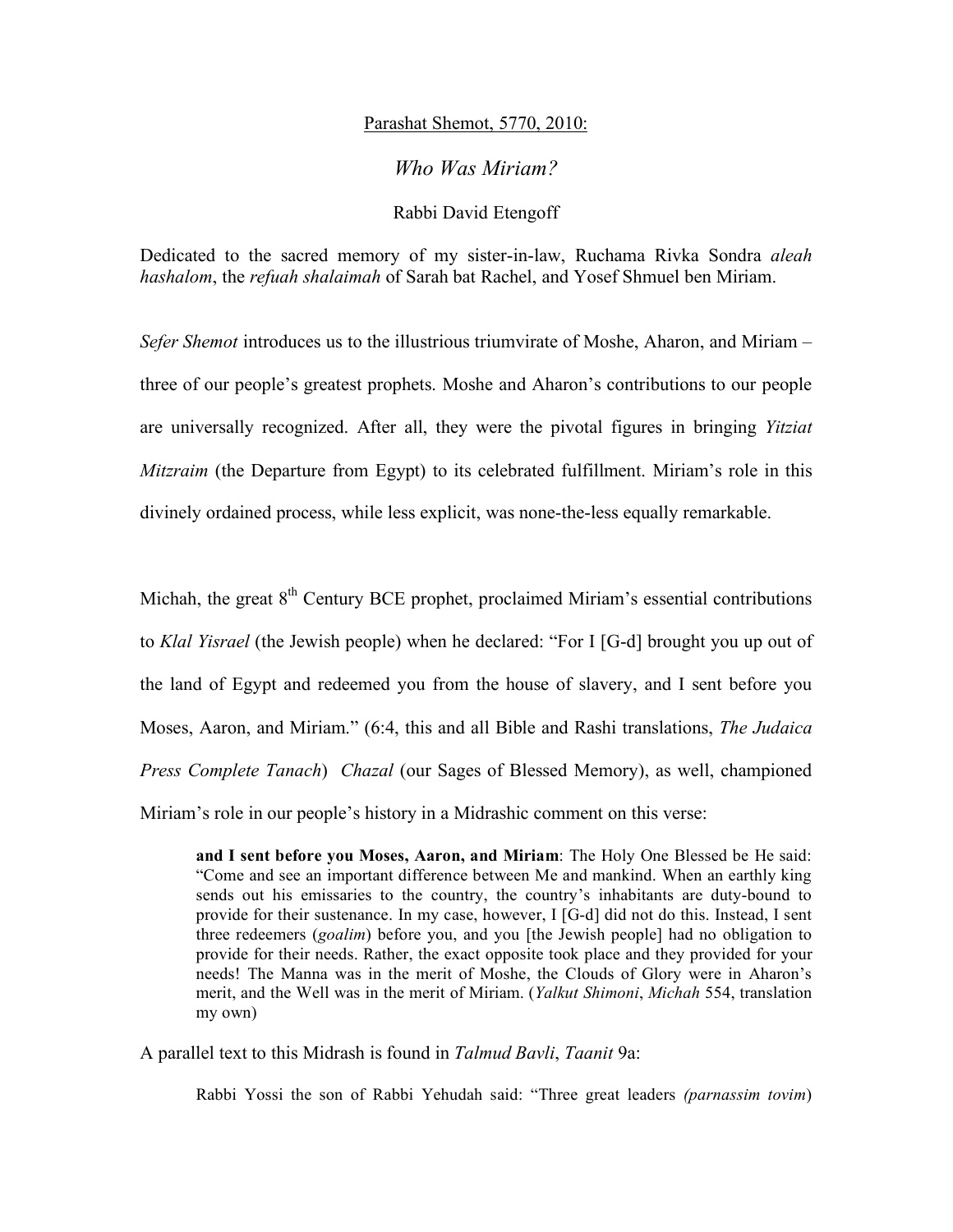Parashat Shemot, 5770, 2010:

# *Who Was Miriam?*

Rabbi David Etengoff

Dedicated to the sacred memory of my sister-in-law, Ruchama Rivka Sondra *aleah hashalom*, the *refuah shalaimah* of Sarah bat Rachel, and Yosef Shmuel ben Miriam.

*Sefer Shemot* introduces us to the illustrious triumvirate of Moshe, Aharon, and Miriam – three of our people's greatest prophets. Moshe and Aharon's contributions to our people are universally recognized. After all, they were the pivotal figures in bringing *Yitziat Mitzraim* (the Departure from Egypt) to its celebrated fulfillment. Miriam's role in this divinely ordained process, while less explicit, was none-the-less equally remarkable.

Michah, the great 8th Century BCE prophet, proclaimed Miriam's essential contributions to *Klal Yisrael* (the Jewish people) when he declared: "For I [G-d] brought you up out of the land of Egypt and redeemed you from the house of slavery, and I sent before you Moses, Aaron, and Miriam." (6:4, this and all Bible and Rashi translations, *The Judaica Press Complete Tanach*) *Chazal* (our Sages of Blessed Memory), as well, championed Miriam's role in our people's history in a Midrashic comment on this verse:

> **and I sent before you Moses, Aaron, and Miriam**: The Holy One Blessed be He said: "Come and see an important difference between Me and mankind. When an earthly king sends out his emissaries to the country, the country's inhabitants are duty-bound to provide for their sustenance. In my case, however, I [G-d] did not do this. Instead, I sent three redeemers (*goalim*) before you, and you [the Jewish people] had no obligation to provide for their needs. Rather, the exact opposite took place and they provided for your needs! The Manna was in the merit of Moshe, the Clouds of Glory were in Aharon's merit, and the Well was in the merit of Miriam. (*Yalkut Shimoni*, *Michah* 554, translation my own)

A parallel text to this Midrash is found in *Talmud Bavli*, *Taanit* 9a:

> Rabbi Yossi the son of Rabbi Yehudah said: "Three great leaders *(parnassim tovim)*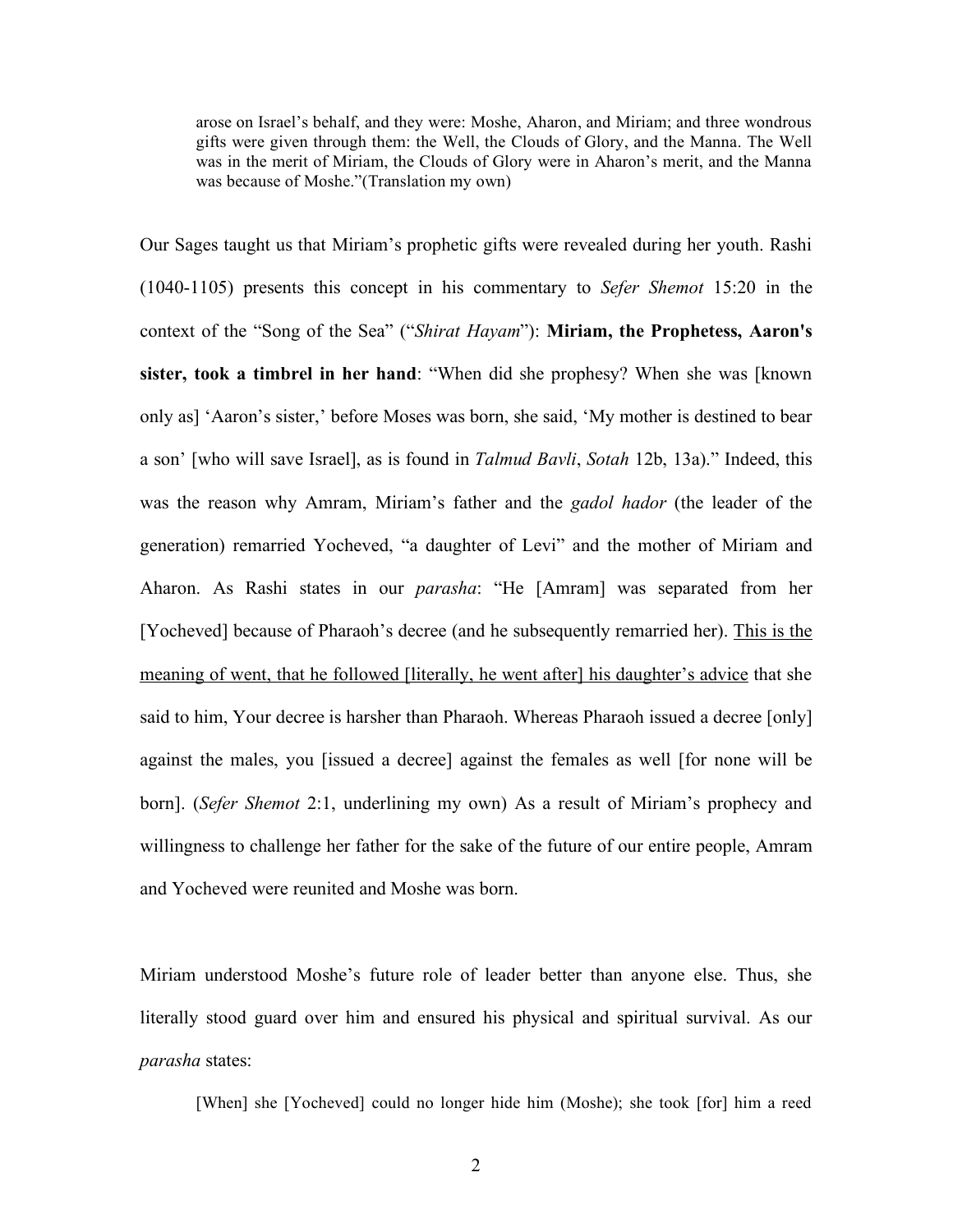> arose on Israel's behalf, and they were: Moshe, Aharon, and Miriam; and three wondrous gifts were given through them: the Well, the Clouds of Glory, and the Manna. The Well was in the merit of Miriam, the Clouds of Glory were in Aharon's merit, and the Manna was because of Moshe."(Translation my own)

Our Sages taught us that Miriam's prophetic gifts were revealed during her youth. Rashi (1040-1105) presents this concept in his commentary to *Sefer Shemot* 15:20 in the context of the "Song of the Sea" ("*Shirat Hayam*"): **Miriam, the Prophetess, Aaron's sister, took a timbrel in her hand**: "When did she prophesy? When she was [known only as] 'Aaron's sister,' before Moses was born, she said, 'My mother is destined to bear a son' [who will save Israel], as is found in *Talmud Bavli*, *Sotah* 12b, 13a)." Indeed, this was the reason why Amram, Miriam's father and the *gadol hador* (the leader of the generation) remarried Yocheved, "a daughter of Levi" and the mother of Miriam and Aharon. As Rashi states in our *parasha*: "He [Amram] was separated from her [Yocheved] because of Pharaoh's decree (and he subsequently remarried her). <u>This is the meaning of went, that he followed [literally, he went after] his daughter's advice</u> that she said to him, Your decree is harsher than Pharaoh. Whereas Pharaoh issued a decree [only] against the males, you [issued a decree] against the females as well [for none will be born]. (*Sefer Shemot* 2:1, underlining my own) As a result of Miriam's prophecy and willingness to challenge her father for the sake of the future of our entire people, Amram and Yocheved were reunited and Moshe was born.

Miriam understood Moshe's future role of leader better than anyone else. Thus, she literally stood guard over him and ensured his physical and spiritual survival. As our *parasha* states:

> [When] she [Yocheved] could no longer hide him (Moshe); she took [for] him a reed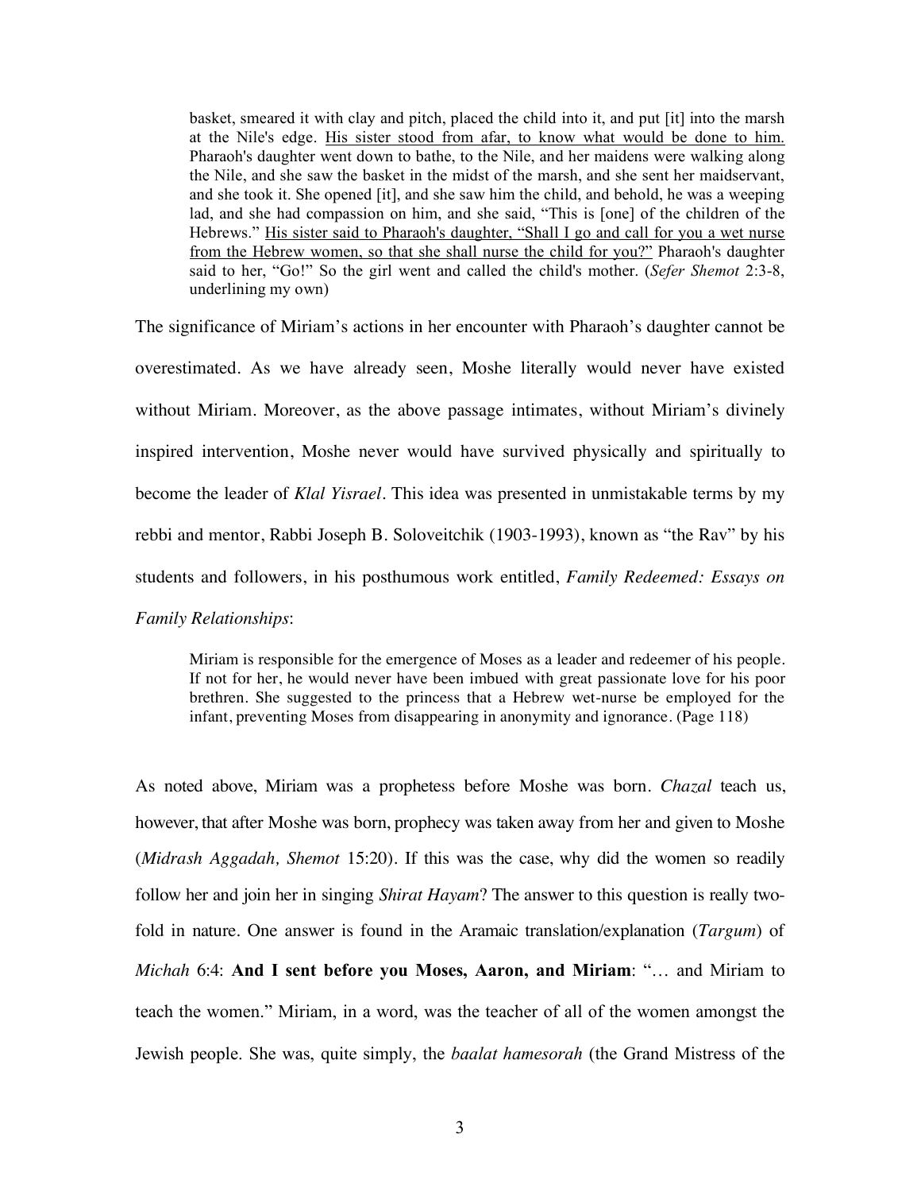> basket, smeared it with clay and pitch, placed the child into it, and put [it] into the marsh at the Nile's edge. <u>His sister stood from afar, to know what would be done to him.</u> Pharaoh's daughter went down to bathe, to the Nile, and her maidens were walking along the Nile, and she saw the basket in the midst of the marsh, and she sent her maidservant, and she took it. She opened [it], and she saw him the child, and behold, he was a weeping lad, and she had compassion on him, and she said, "This is [one] of the children of the Hebrews." <u>His sister said to Pharaoh's daughter, "Shall I go and call for you a wet nurse from the Hebrew women, so that she shall nurse the child for you?"</u> Pharaoh's daughter said to her, "Go!" So the girl went and called the child's mother. (*Sefer Shemot* 2:3-8, underlining my own)

The significance of Miriam's actions in her encounter with Pharaoh's daughter cannot be overestimated. As we have already seen, Moshe literally would never have existed without Miriam. Moreover, as the above passage intimates, without Miriam's divinely inspired intervention, Moshe never would have survived physically and spiritually to become the leader of *Klal Yisrael*. This idea was presented in unmistakable terms by my rebbi and mentor, Rabbi Joseph B. Soloveitchik (1903-1993), known as "the Rav" by his students and followers, in his posthumous work entitled, *Family Redeemed: Essays on Family Relationships*:

> Miriam is responsible for the emergence of Moses as a leader and redeemer of his people. If not for her, he would never have been imbued with great passionate love for his poor brethren. She suggested to the princess that a Hebrew wet-nurse be employed for the infant, preventing Moses from disappearing in anonymity and ignorance. (Page 118)

As noted above, Miriam was a prophetess before Moshe was born. *Chazal* teach us, however, that after Moshe was born, prophecy was taken away from her and given to Moshe (*Midrash Aggadah, Shemot* 15:20). If this was the case, why did the women so readily follow her and join her in singing *Shirat Hayam*? The answer to this question is really two-fold in nature. One answer is found in the Aramaic translation/explanation (*Targum*) of *Michah* 6:4: **And I sent before you Moses, Aaron, and Miriam**: "… and Miriam to teach the women." Miriam, in a word, was the teacher of all of the women amongst the Jewish people. She was, quite simply, the *baalat hamesorah* (the Grand Mistress of the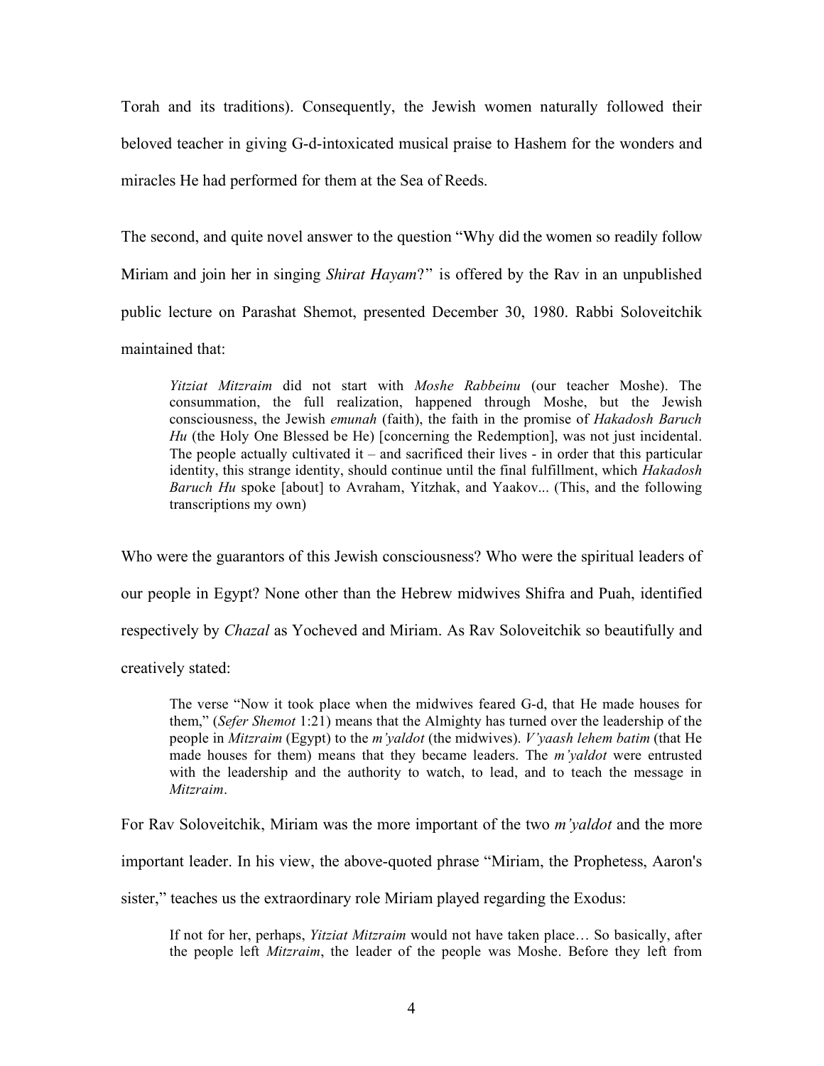Torah and its traditions). Consequently, the Jewish women naturally followed their beloved teacher in giving G-d-intoxicated musical praise to Hashem for the wonders and miracles He had performed for them at the Sea of Reeds.

The second, and quite novel answer to the question "Why did the women so readily follow Miriam and join her in singing *Shirat Hayam*?" is offered by the Rav in an unpublished public lecture on Parashat Shemot, presented December 30, 1980. Rabbi Soloveitchik maintained that:

> *Yitziat Mitzraim* did not start with *Moshe Rabbeinu* (our teacher Moshe). The consummation, the full realization, happened through Moshe, but the Jewish consciousness, the Jewish *emunah* (faith), the faith in the promise of *Hakadosh Baruch Hu* (the Holy One Blessed be He) [concerning the Redemption], was not just incidental. The people actually cultivated it – and sacrificed their lives - in order that this particular identity, this strange identity, should continue until the final fulfillment, which *Hakadosh Baruch Hu* spoke [about] to Avraham, Yitzhak, and Yaakov... (This, and the following transcriptions my own)

Who were the guarantors of this Jewish consciousness? Who were the spiritual leaders of our people in Egypt? None other than the Hebrew midwives Shifra and Puah, identified respectively by *Chazal* as Yocheved and Miriam. As Rav Soloveitchik so beautifully and creatively stated:

> The verse "Now it took place when the midwives feared G-d, that He made houses for them," (*Sefer Shemot* 1:21) means that the Almighty has turned over the leadership of the people in *Mitzraim* (Egypt) to the *m'yaldot* (the midwives). *V'yaash lehem batim* (that He made houses for them) means that they became leaders. The *m'yaldot* were entrusted with the leadership and the authority to watch, to lead, and to teach the message in *Mitzraim*.

For Rav Soloveitchik, Miriam was the more important of the two *m'yaldot* and the more important leader. In his view, the above-quoted phrase "Miriam, the Prophetess, Aaron's sister," teaches us the extraordinary role Miriam played regarding the Exodus:

> If not for her, perhaps, *Yitziat Mitzraim* would not have taken place… So basically, after the people left *Mitzraim*, the leader of the people was Moshe. Before they left from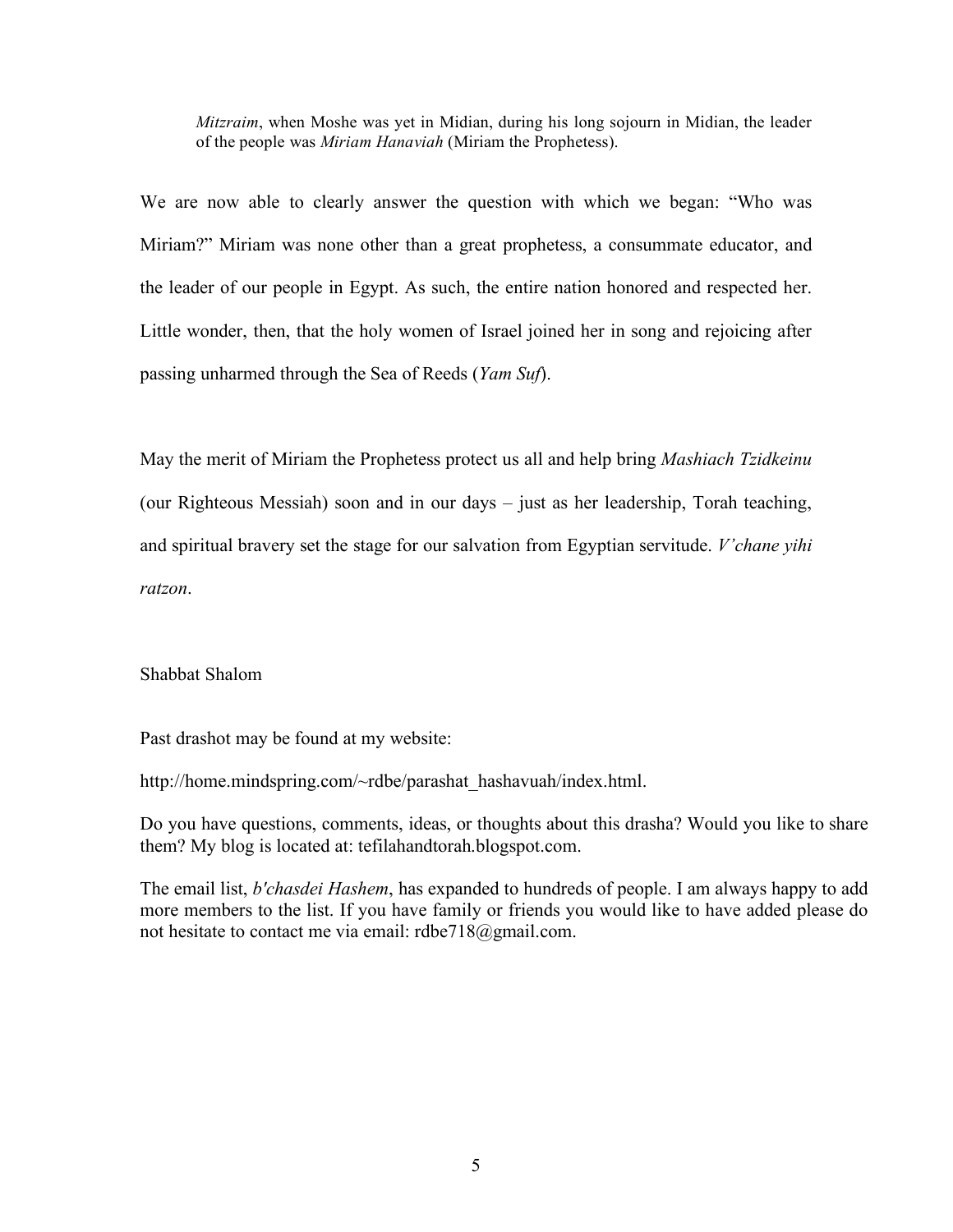> *Mitzraim*, when Moshe was yet in Midian, during his long sojourn in Midian, the leader of the people was *Miriam Hanaviah* (Miriam the Prophetess).

We are now able to clearly answer the question with which we began: "Who was Miriam?" Miriam was none other than a great prophetess, a consummate educator, and the leader of our people in Egypt. As such, the entire nation honored and respected her. Little wonder, then, that the holy women of Israel joined her in song and rejoicing after passing unharmed through the Sea of Reeds (*Yam Suf*).

May the merit of Miriam the Prophetess protect us all and help bring *Mashiach Tzidkeinu* (our Righteous Messiah) soon and in our days – just as her leadership, Torah teaching, and spiritual bravery set the stage for our salvation from Egyptian servitude. *V'chane yihi ratzon*.

Shabbat Shalom

Past drashot may be found at my website:

http://home.mindspring.com/~rdbe/parashat_hashavuah/index.html.

Do you have questions, comments, ideas, or thoughts about this drasha? Would you like to share them? My blog is located at: tefilahandtorah.blogspot.com.

The email list, *b'chasdei Hashem*, has expanded to hundreds of people. I am always happy to add more members to the list. If you have family or friends you would like to have added please do not hesitate to contact me via email: rdbe718@gmail.com.